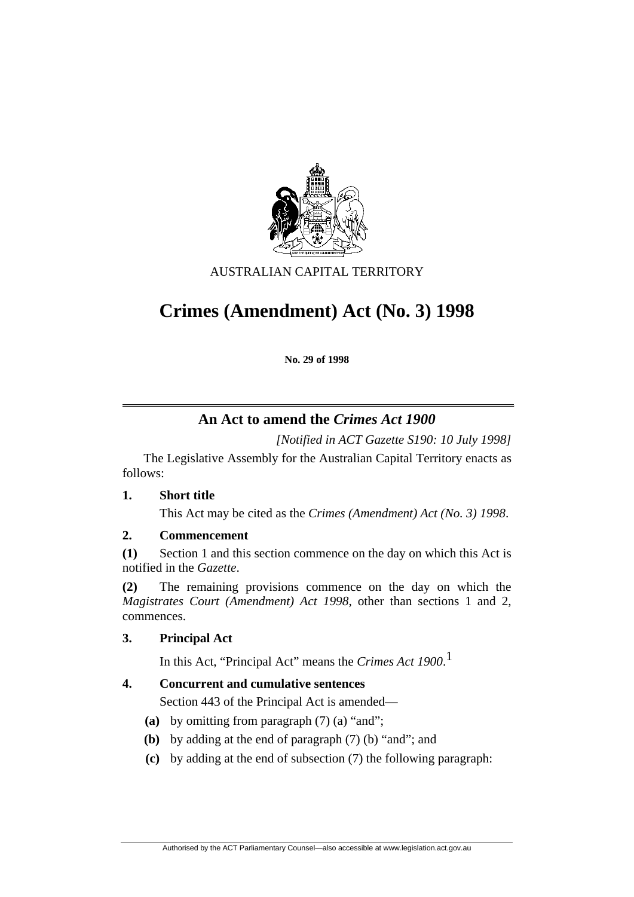AUSTRALIAN CAPITAL TERRITORY

# Crimes (Amendment) Act (No. 3) 1998

**No. 29 of 1998**

## An Act to amend the *Crimes Act 1900*

*[Notified in ACT Gazette S190: 10 July 1998]*

The Legislative Assembly for the Australian Capital Territory enacts as follows:

### 1. Short title

This Act may be cited as the *Crimes (Amendment) Act (No. 3) 1998*.

### 2. Commencement

**(1)** Section 1 and this section commence on the day on which this Act is notified in the *Gazette*.

**(2)** The remaining provisions commence on the day on which the *Magistrates Court (Amendment) Act 1998*, other than sections 1 and 2, commences.

### 3. Principal Act

In this Act, "Principal Act" means the *Crimes Act 1900*.[1]

### 4. Concurrent and cumulative sentences

Section 443 of the Principal Act is amended—

**(a)** by omitting from paragraph (7) (a) "and";

**(b)** by adding at the end of paragraph (7) (b) "and"; and

**(c)** by adding at the end of subsection (7) the following paragraph: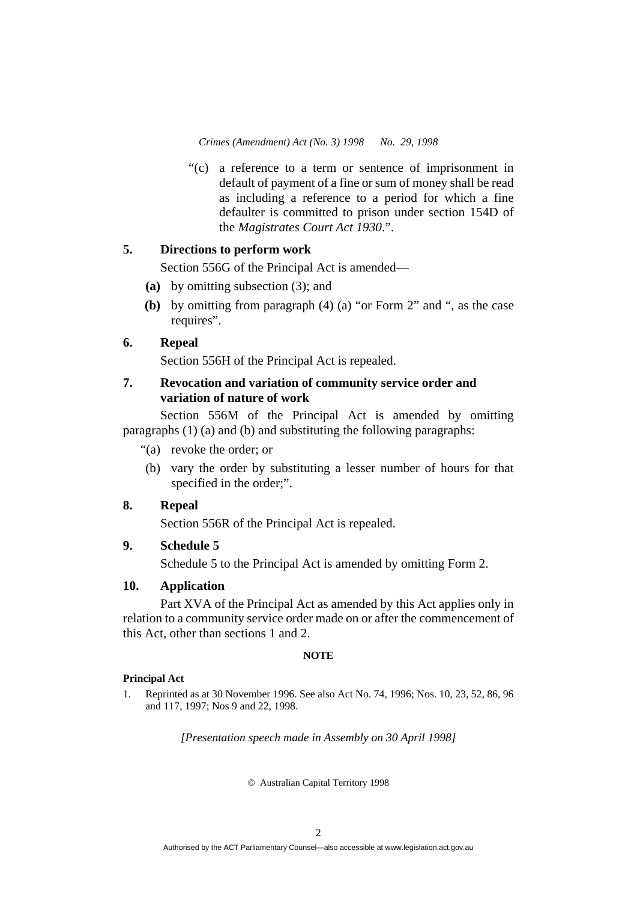“(c) a reference to a term or sentence of imprisonment in default of payment of a fine or sum of money shall be read as including a reference to a period for which a fine defaulter is committed to prison under section 154D of the *Magistrates Court Act 1930*.”.

**5. Directions to perform work**

Section 556G of the Principal Act is amended—

**(a)** by omitting subsection (3); and

**(b)** by omitting from paragraph (4) (a) “or Form 2” and “, as the case requires”.

**6. Repeal**

Section 556H of the Principal Act is repealed.

**7. Revocation and variation of community service order and variation of nature of work**

Section 556M of the Principal Act is amended by omitting paragraphs (1) (a) and (b) and substituting the following paragraphs:

“(a) revoke the order; or

(b) vary the order by substituting a lesser number of hours for that specified in the order;”.

**8. Repeal**

Section 556R of the Principal Act is repealed.

**9. Schedule 5**

Schedule 5 to the Principal Act is amended by omitting Form 2.

**10. Application**

Part XVA of the Principal Act as amended by this Act applies only in relation to a community service order made on or after the commencement of this Act, other than sections 1 and 2.

**NOTE**

**Principal Act**

1. Reprinted as at 30 November 1996. See also Act No. 74, 1996; Nos. 10, 23, 52, 86, 96 and 117, 1997; Nos 9 and 22, 1998.

*[Presentation speech made in Assembly on 30 April 1998]*

© Australian Capital Territory 1998